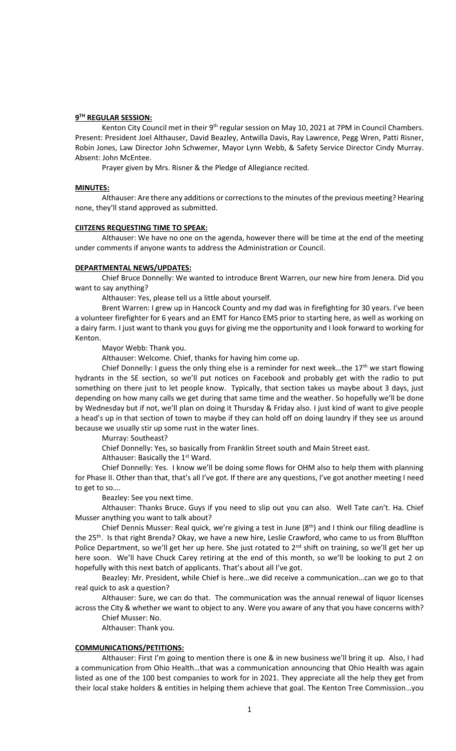## 9TH REGULAR SESSION:

Kenton City Council met in their 9th regular session on May 10, 2021 at 7PM in Council Chambers. Present: President Joel Althauser, David Beazley, Antwilla Davis, Ray Lawrence, Pegg Wren, Patti Risner, Robin Jones, Law Director John Schwemer, Mayor Lynn Webb, & Safety Service Director Cindy Murray. Absent: John McEntee.

Prayer given by Mrs. Risner & the Pledge of Allegiance recited.

## MINUTES:

Althauser: Are there any additions or corrections to the minutes of the previous meeting? Hearing none, they'll stand approved as submitted.

## CIITZENS REQUESTING TIME TO SPEAK:

Althauser: We have no one on the agenda, however there will be time at the end of the meeting under comments if anyone wants to address the Administration or Council.

## DEPARTMENTAL NEWS/UPDATES:

Chief Bruce Donnelly: We wanted to introduce Brent Warren, our new hire from Jenera. Did you want to say anything?

Althauser: Yes, please tell us a little about yourself.

Brent Warren: I grew up in Hancock County and my dad was in firefighting for 30 years. I've been a volunteer firefighter for 6 years and an EMT for Hanco EMS prior to starting here, as well as working on a dairy farm. I just want to thank you guys for giving me the opportunity and I look forward to working for Kenton.

Mayor Webb: Thank you.

Althauser: Welcome. Chief, thanks for having him come up.

Chief Donnelly: I guess the only thing else is a reminder for next week…the 17th we start flowing hydrants in the SE section, so we'll put notices on Facebook and probably get with the radio to put something on there just to let people know. Typically, that section takes us maybe about 3 days, just depending on how many calls we get during that same time and the weather. So hopefully we'll be done by Wednesday but if not, we'll plan on doing it Thursday & Friday also. I just kind of want to give people a head's up in that section of town to maybe if they can hold off on doing laundry if they see us around because we usually stir up some rust in the water lines.

Murray: Southeast?

Chief Donnelly: Yes, so basically from Franklin Street south and Main Street east.

Althauser: Basically the 1st Ward.

Chief Donnelly: Yes. I know we'll be doing some flows for OHM also to help them with planning for Phase II. Other than that, that's all I've got. If there are any questions, I've got another meeting I need to get to so….

Beazley: See you next time.

Althauser: Thanks Bruce. Guys if you need to slip out you can also. Well Tate can't. Ha. Chief Musser anything you want to talk about?

Chief Dennis Musser: Real quick, we're giving a test in June (8th) and I think our filing deadline is the 25th. Is that right Brenda? Okay, we have a new hire, Leslie Crawford, who came to us from Bluffton Police Department, so we'll get her up here. She just rotated to 2nd shift on training, so we'll get her up here soon. We'll have Chuck Carey retiring at the end of this month, so we'll be looking to put 2 on hopefully with this next batch of applicants. That's about all I've got.

Beazley: Mr. President, while Chief is here…we did receive a communication…can we go to that real quick to ask a question?

Althauser: Sure, we can do that. The communication was the annual renewal of liquor licenses across the City & whether we want to object to any. Were you aware of any that you have concerns with?

Chief Musser: No.

Althauser: Thank you.

## COMMUNICATIONS/PETITIONS:

Althauser: First I'm going to mention there is one & in new business we'll bring it up. Also, I had a communication from Ohio Health…that was a communication announcing that Ohio Health was again listed as one of the 100 best companies to work for in 2021. They appreciate all the help they get from their local stake holders & entities in helping them achieve that goal. The Kenton Tree Commission…you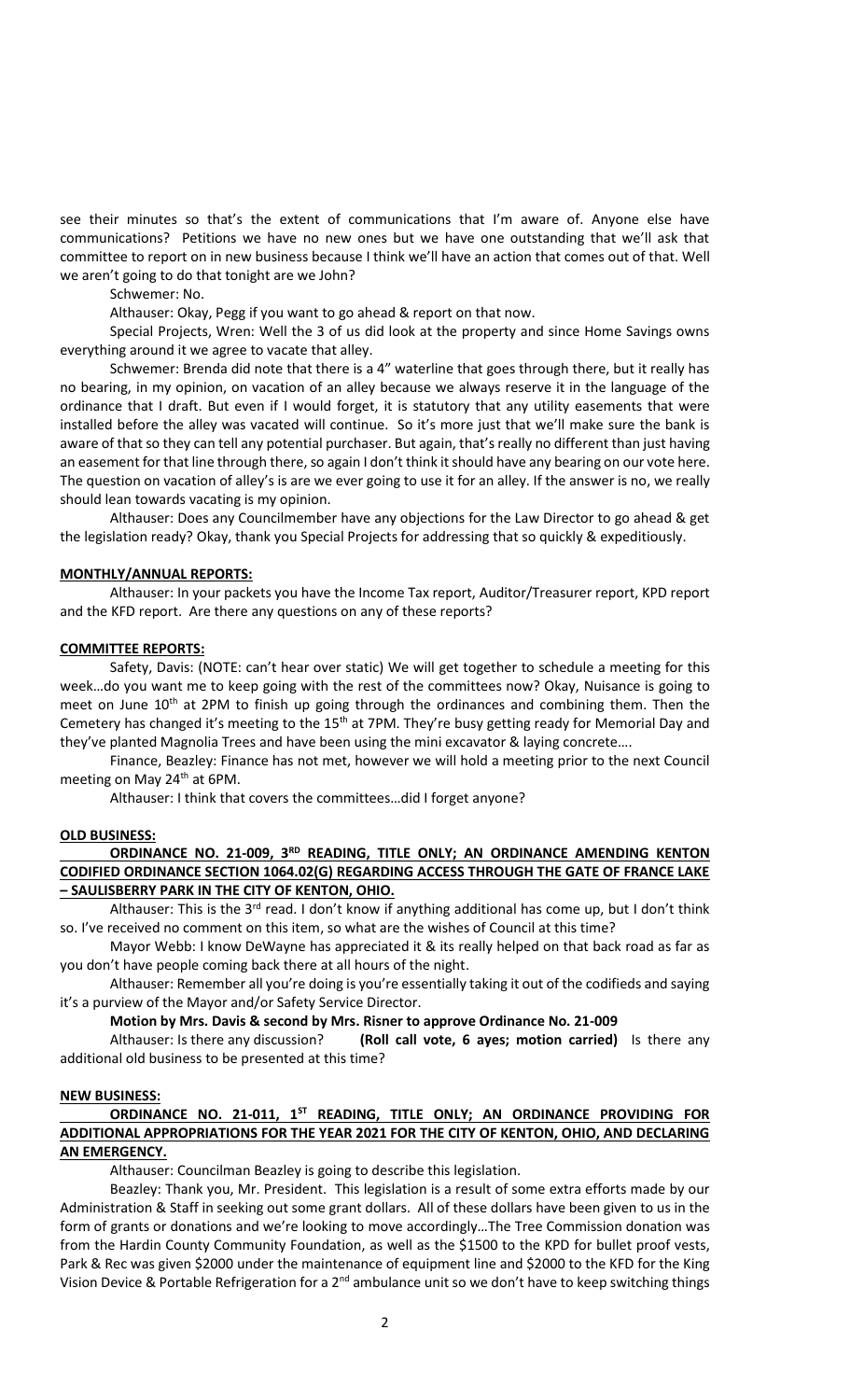see their minutes so that's the extent of communications that I'm aware of. Anyone else have communications? Petitions we have no new ones but we have one outstanding that we'll ask that committee to report on in new business because I think we'll have an action that comes out of that. Well we aren't going to do that tonight are we John?

Schwemer: No.

Althauser: Okay, Pegg if you want to go ahead & report on that now.

Special Projects, Wren: Well the 3 of us did look at the property and since Home Savings owns everything around it we agree to vacate that alley.

Schwemer: Brenda did note that there is a 4" waterline that goes through there, but it really has no bearing, in my opinion, on vacation of an alley because we always reserve it in the language of the ordinance that I draft. But even if I would forget, it is statutory that any utility easements that were installed before the alley was vacated will continue. So it's more just that we'll make sure the bank is aware of that so they can tell any potential purchaser. But again, that's really no different than just having an easement for that line through there, so again I don't think it should have any bearing on our vote here. The question on vacation of alley's is are we ever going to use it for an alley. If the answer is no, we really should lean towards vacating is my opinion.

Althauser: Does any Councilmember have any objections for the Law Director to go ahead & get the legislation ready? Okay, thank you Special Projects for addressing that so quickly & expeditiously.

**MONTHLY/ANNUAL REPORTS:**

Althauser: In your packets you have the Income Tax report, Auditor/Treasurer report, KPD report and the KFD report. Are there any questions on any of these reports?

**COMMITTEE REPORTS:**

Safety, Davis: (NOTE: can't hear over static) We will get together to schedule a meeting for this week…do you want me to keep going with the rest of the committees now? Okay, Nuisance is going to meet on June 10th at 2PM to finish up going through the ordinances and combining them. Then the Cemetery has changed it's meeting to the 15th at 7PM. They're busy getting ready for Memorial Day and they've planted Magnolia Trees and have been using the mini excavator & laying concrete….

Finance, Beazley: Finance has not met, however we will hold a meeting prior to the next Council meeting on May 24th at 6PM.

Althauser: I think that covers the committees…did I forget anyone?

**OLD BUSINESS:**

**ORDINANCE NO. 21-009, 3RD READING, TITLE ONLY; AN ORDINANCE AMENDING KENTON CODIFIED ORDINANCE SECTION 1064.02(G) REGARDING ACCESS THROUGH THE GATE OF FRANCE LAKE – SAULISBERRY PARK IN THE CITY OF KENTON, OHIO.**

Althauser: This is the 3rd read. I don't know if anything additional has come up, but I don't think so. I've received no comment on this item, so what are the wishes of Council at this time?

Mayor Webb: I know DeWayne has appreciated it & its really helped on that back road as far as you don't have people coming back there at all hours of the night.

Althauser: Remember all you're doing is you're essentially taking it out of the codifieds and saying it's a purview of the Mayor and/or Safety Service Director.

**Motion by Mrs. Davis & second by Mrs. Risner to approve Ordinance No. 21-009**

Althauser: Is there any discussion? **(Roll call vote, 6 ayes; motion carried)** Is there any additional old business to be presented at this time?

**NEW BUSINESS:**

**ORDINANCE NO. 21-011, 1ST READING, TITLE ONLY; AN ORDINANCE PROVIDING FOR ADDITIONAL APPROPRIATIONS FOR THE YEAR 2021 FOR THE CITY OF KENTON, OHIO, AND DECLARING AN EMERGENCY.**

Althauser: Councilman Beazley is going to describe this legislation.

Beazley: Thank you, Mr. President. This legislation is a result of some extra efforts made by our Administration & Staff in seeking out some grant dollars. All of these dollars have been given to us in the form of grants or donations and we're looking to move accordingly…The Tree Commission donation was from the Hardin County Community Foundation, as well as the $1500 to the KPD for bullet proof vests, Park & Rec was given $2000 under the maintenance of equipment line and $2000 to the KFD for the King Vision Device & Portable Refrigeration for a 2nd ambulance unit so we don't have to keep switching things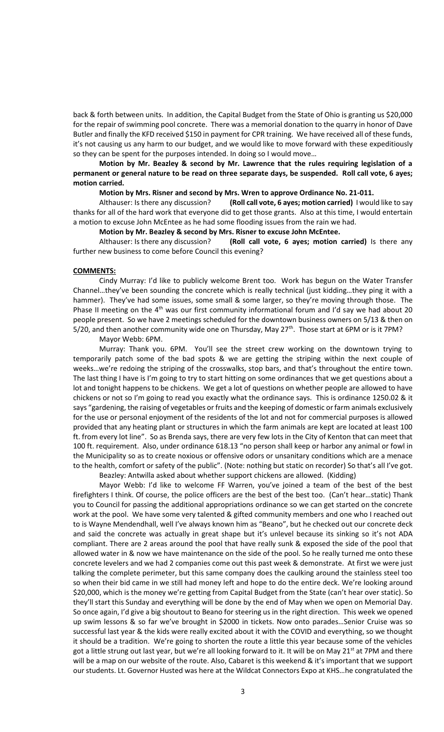back & forth between units. In addition, the Capital Budget from the State of Ohio is granting us $20,000 for the repair of swimming pool concrete. There was a memorial donation to the quarry in honor of Dave Butler and finally the KFD received $150 in payment for CPR training. We have received all of these funds, it's not causing us any harm to our budget, and we would like to move forward with these expeditiously so they can be spent for the purposes intended. In doing so I would move…

**Motion by Mr. Beazley & second by Mr. Lawrence that the rules requiring legislation of a permanent or general nature to be read on three separate days, be suspended. Roll call vote, 6 ayes; motion carried.**

**Motion by Mrs. Risner and second by Mrs. Wren to approve Ordinance No. 21-011.**

Althauser: Is there any discussion? **(Roll call vote, 6 ayes; motion carried)** I would like to say thanks for all of the hard work that everyone did to get those grants. Also at this time, I would entertain a motion to excuse John McEntee as he had some flooding issues from the rain we had.

**Motion by Mr. Beazley & second by Mrs. Risner to excuse John McEntee.**

Althauser: Is there any discussion? **(Roll call vote, 6 ayes; motion carried)** Is there any further new business to come before Council this evening?

**COMMENTS:**

Cindy Murray: I'd like to publicly welcome Brent too. Work has begun on the Water Transfer Channel…they've been sounding the concrete which is really technical (just kidding…they ping it with a hammer). They've had some issues, some small & some larger, so they're moving through those. The Phase II meeting on the 4th was our first community informational forum and I'd say we had about 20 people present. So we have 2 meetings scheduled for the downtown business owners on 5/13 & then on 5/20, and then another community wide one on Thursday, May 27th. Those start at 6PM or is it 7PM?

Mayor Webb: 6PM.

Murray: Thank you. 6PM. You'll see the street crew working on the downtown trying to temporarily patch some of the bad spots & we are getting the striping within the next couple of weeks…we're redoing the striping of the crosswalks, stop bars, and that's throughout the entire town. The last thing I have is I'm going to try to start hitting on some ordinances that we get questions about a lot and tonight happens to be chickens. We get a lot of questions on whether people are allowed to have chickens or not so I'm going to read you exactly what the ordinance says. This is ordinance 1250.02 & it says "gardening, the raising of vegetables or fruits and the keeping of domestic or farm animals exclusively for the use or personal enjoyment of the residents of the lot and not for commercial purposes is allowed provided that any heating plant or structures in which the farm animals are kept are located at least 100 ft. from every lot line". So as Brenda says, there are very few lots in the City of Kenton that can meet that 100 ft. requirement. Also, under ordinance 618.13 "no person shall keep or harbor any animal or fowl in the Municipality so as to create noxious or offensive odors or unsanitary conditions which are a menace to the health, comfort or safety of the public". (Note: nothing but static on recorder) So that's all I've got.

Beazley: Antwilla asked about whether support chickens are allowed. (Kidding)

Mayor Webb: I'd like to welcome FF Warren, you've joined a team of the best of the best firefighters I think. Of course, the police officers are the best of the best too. (Can't hear…static) Thank you to Council for passing the additional appropriations ordinance so we can get started on the concrete work at the pool. We have some very talented & gifted community members and one who I reached out to is Wayne Mendendhall, well I've always known him as "Beano", but he checked out our concrete deck and said the concrete was actually in great shape but it's unlevel because its sinking so it's not ADA compliant. There are 2 areas around the pool that have really sunk & exposed the side of the pool that allowed water in & now we have maintenance on the side of the pool. So he really turned me onto these concrete levelers and we had 2 companies come out this past week & demonstrate. At first we were just talking the complete perimeter, but this same company does the caulking around the stainless steel too so when their bid came in we still had money left and hope to do the entire deck. We're looking around $20,000, which is the money we're getting from Capital Budget from the State (can't hear over static). So they'll start this Sunday and everything will be done by the end of May when we open on Memorial Day. So once again, I'd give a big shoutout to Beano for steering us in the right direction. This week we opened up swim lessons & so far we've brought in $2000 in tickets. Now onto parades…Senior Cruise was so successful last year & the kids were really excited about it with the COVID and everything, so we thought it should be a tradition. We're going to shorten the route a little this year because some of the vehicles got a little strung out last year, but we're all looking forward to it. It will be on May 21st at 7PM and there will be a map on our website of the route. Also, Cabaret is this weekend & it's important that we support our students. Lt. Governor Husted was here at the Wildcat Connectors Expo at KHS…he congratulated the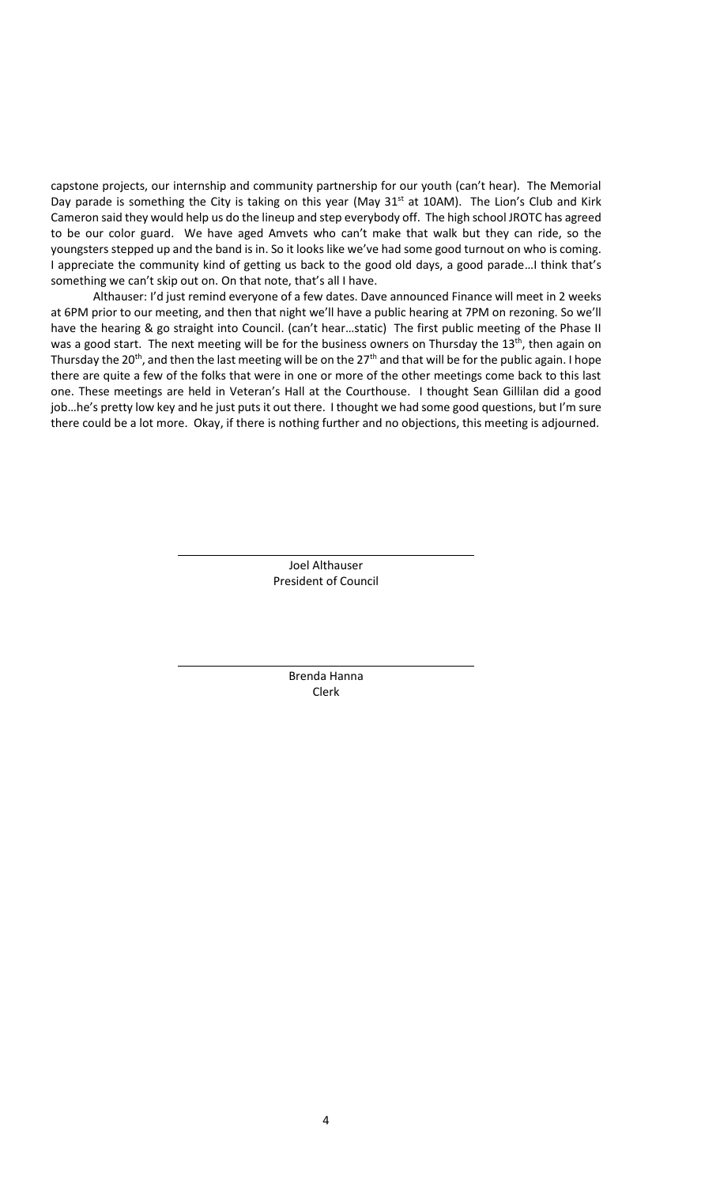capstone projects, our internship and community partnership for our youth (can't hear). The Memorial Day parade is something the City is taking on this year (May 31st at 10AM). The Lion's Club and Kirk Cameron said they would help us do the lineup and step everybody off. The high school JROTC has agreed to be our color guard. We have aged Amvets who can't make that walk but they can ride, so the youngsters stepped up and the band is in. So it looks like we've had some good turnout on who is coming. I appreciate the community kind of getting us back to the good old days, a good parade…I think that's something we can't skip out on. On that note, that's all I have.

Althauser: I'd just remind everyone of a few dates. Dave announced Finance will meet in 2 weeks at 6PM prior to our meeting, and then that night we'll have a public hearing at 7PM on rezoning. So we'll have the hearing & go straight into Council. (can't hear…static) The first public meeting of the Phase II was a good start. The next meeting will be for the business owners on Thursday the 13th, then again on Thursday the 20th, and then the last meeting will be on the 27th and that will be for the public again. I hope there are quite a few of the folks that were in one or more of the other meetings come back to this last one. These meetings are held in Veteran's Hall at the Courthouse. I thought Sean Gillilan did a good job…he's pretty low key and he just puts it out there. I thought we had some good questions, but I'm sure there could be a lot more. Okay, if there is nothing further and no objections, this meeting is adjourned.

\_\_\_\_\_\_\_\_\_\_\_\_\_\_\_\_\_\_\_\_\_\_\_\_\_\_\_\_\_\_\_\_\_\_\_\_

Joel Althauser
President of Council

\_\_\_\_\_\_\_\_\_\_\_\_\_\_\_\_\_\_\_\_\_\_\_\_\_\_\_\_\_\_\_\_\_\_\_\_

Brenda Hanna
Clerk